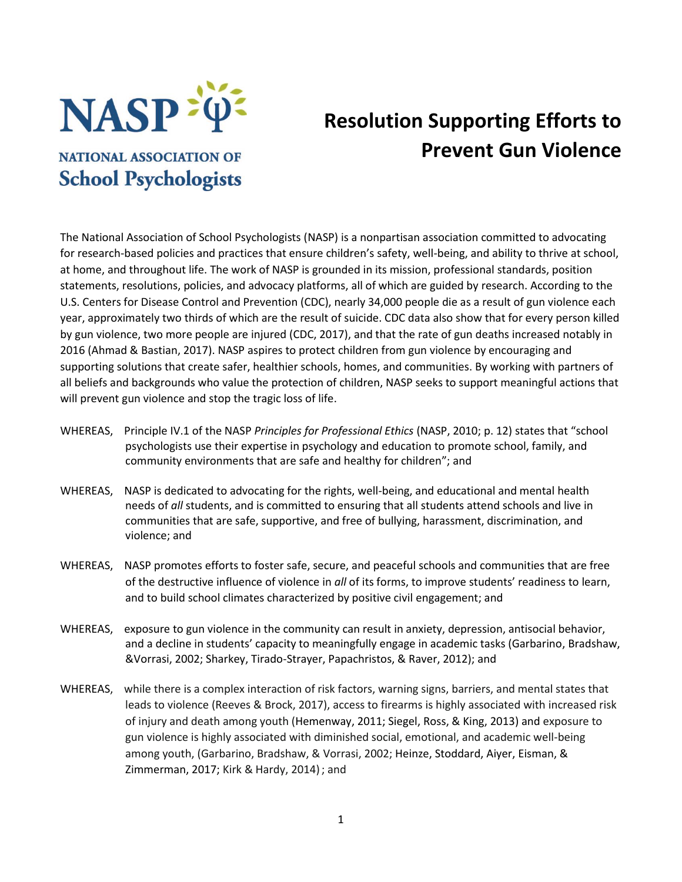NASP

NATIONAL ASSOCIATION OF School Psychologists

# Resolution Supporting Efforts to Prevent Gun Violence

The National Association of School Psychologists (NASP) is a nonpartisan association committed to advocating for research-based policies and practices that ensure children's safety, well-being, and ability to thrive at school, at home, and throughout life. The work of NASP is grounded in its mission, professional standards, position statements, resolutions, policies, and advocacy platforms, all of which are guided by research. According to the U.S. Centers for Disease Control and Prevention (CDC), nearly 34,000 people die as a result of gun violence each year, approximately two thirds of which are the result of suicide. CDC data also show that for every person killed by gun violence, two more people are injured (CDC, 2017), and that the rate of gun deaths increased notably in 2016 (Ahmad & Bastian, 2017). NASP aspires to protect children from gun violence by encouraging and supporting solutions that create safer, healthier schools, homes, and communities. By working with partners of all beliefs and backgrounds who value the protection of children, NASP seeks to support meaningful actions that will prevent gun violence and stop the tragic loss of life.

WHEREAS, Principle IV.1 of the NASP *Principles for Professional Ethics* (NASP, 2010; p. 12) states that "school psychologists use their expertise in psychology and education to promote school, family, and community environments that are safe and healthy for children"; and

WHEREAS, NASP is dedicated to advocating for the rights, well-being, and educational and mental health needs of *all* students, and is committed to ensuring that all students attend schools and live in communities that are safe, supportive, and free of bullying, harassment, discrimination, and violence; and

WHEREAS, NASP promotes efforts to foster safe, secure, and peaceful schools and communities that are free of the destructive influence of violence in *all* of its forms, to improve students' readiness to learn, and to build school climates characterized by positive civil engagement; and

WHEREAS, exposure to gun violence in the community can result in anxiety, depression, antisocial behavior, and a decline in students' capacity to meaningfully engage in academic tasks (Garbarino, Bradshaw, &Vorrasi, 2002; Sharkey, Tirado-Strayer, Papachristos, & Raver, 2012); and

WHEREAS, while there is a complex interaction of risk factors, warning signs, barriers, and mental states that leads to violence (Reeves & Brock, 2017), access to firearms is highly associated with increased risk of injury and death among youth (Hemenway, 2011; Siegel, Ross, & King, 2013) and exposure to gun violence is highly associated with diminished social, emotional, and academic well-being among youth, (Garbarino, Bradshaw, & Vorrasi, 2002; Heinze, Stoddard, Aiyer, Eisman, & Zimmerman, 2017; Kirk & Hardy, 2014) ; and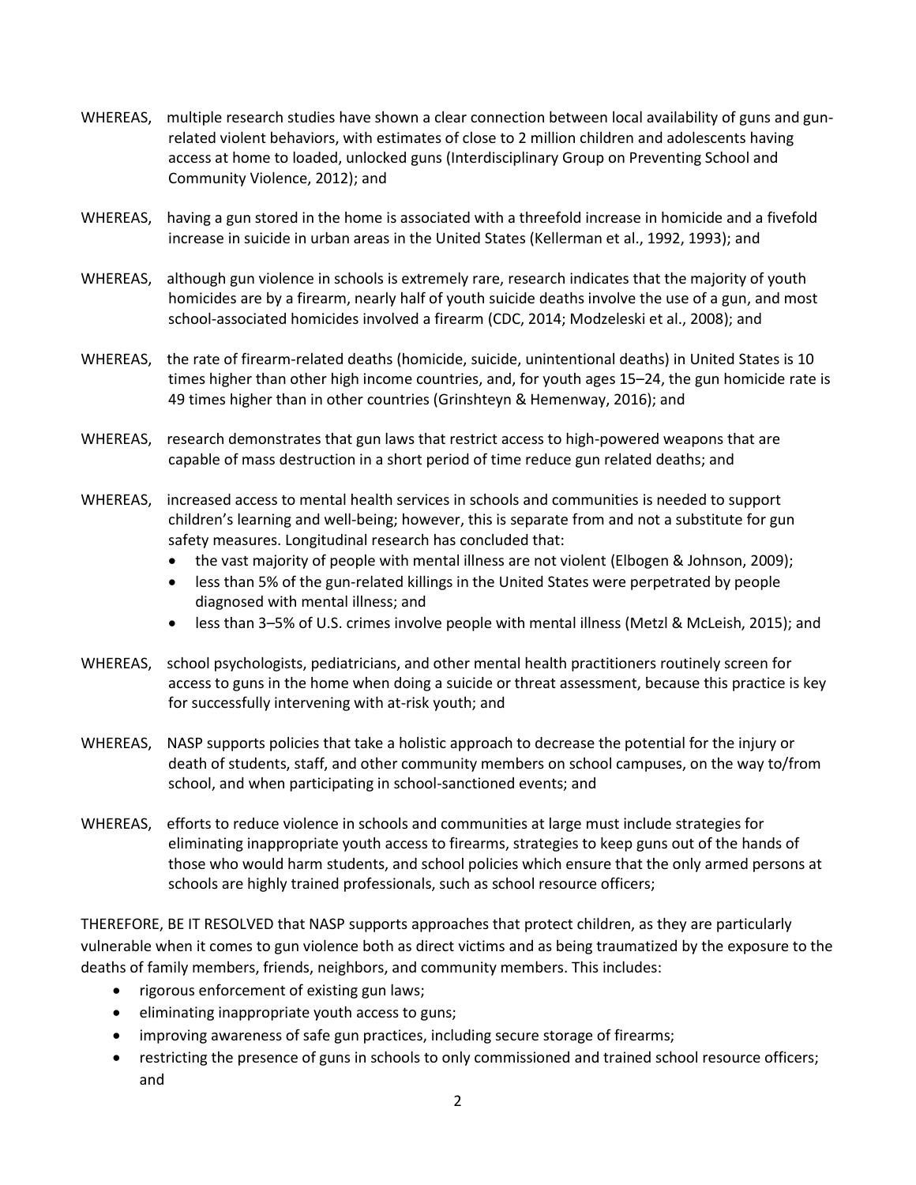WHEREAS, multiple research studies have shown a clear connection between local availability of guns and gun-related violent behaviors, with estimates of close to 2 million children and adolescents having access at home to loaded, unlocked guns (Interdisciplinary Group on Preventing School and Community Violence, 2012); and

WHEREAS, having a gun stored in the home is associated with a threefold increase in homicide and a fivefold increase in suicide in urban areas in the United States (Kellerman et al., 1992, 1993); and

WHEREAS, although gun violence in schools is extremely rare, research indicates that the majority of youth homicides are by a firearm, nearly half of youth suicide deaths involve the use of a gun, and most school-associated homicides involved a firearm (CDC, 2014; Modzeleski et al., 2008); and

WHEREAS, the rate of firearm-related deaths (homicide, suicide, unintentional deaths) in United States is 10 times higher than other high income countries, and, for youth ages 15–24, the gun homicide rate is 49 times higher than in other countries (Grinshteyn & Hemenway, 2016); and

WHEREAS, research demonstrates that gun laws that restrict access to high-powered weapons that are capable of mass destruction in a short period of time reduce gun related deaths; and

WHEREAS, increased access to mental health services in schools and communities is needed to support children's learning and well-being; however, this is separate from and not a substitute for gun safety measures. Longitudinal research has concluded that:

- the vast majority of people with mental illness are not violent (Elbogen & Johnson, 2009);
- less than 5% of the gun-related killings in the United States were perpetrated by people diagnosed with mental illness; and
- less than 3–5% of U.S. crimes involve people with mental illness (Metzl & McLeish, 2015); and

WHEREAS, school psychologists, pediatricians, and other mental health practitioners routinely screen for access to guns in the home when doing a suicide or threat assessment, because this practice is key for successfully intervening with at-risk youth; and

WHEREAS, NASP supports policies that take a holistic approach to decrease the potential for the injury or death of students, staff, and other community members on school campuses, on the way to/from school, and when participating in school-sanctioned events; and

WHEREAS, efforts to reduce violence in schools and communities at large must include strategies for eliminating inappropriate youth access to firearms, strategies to keep guns out of the hands of those who would harm students, and school policies which ensure that the only armed persons at schools are highly trained professionals, such as school resource officers;

THEREFORE, BE IT RESOLVED that NASP supports approaches that protect children, as they are particularly vulnerable when it comes to gun violence both as direct victims and as being traumatized by the exposure to the deaths of family members, friends, neighbors, and community members. This includes:

- rigorous enforcement of existing gun laws;
- eliminating inappropriate youth access to guns;
- improving awareness of safe gun practices, including secure storage of firearms;
- restricting the presence of guns in schools to only commissioned and trained school resource officers; and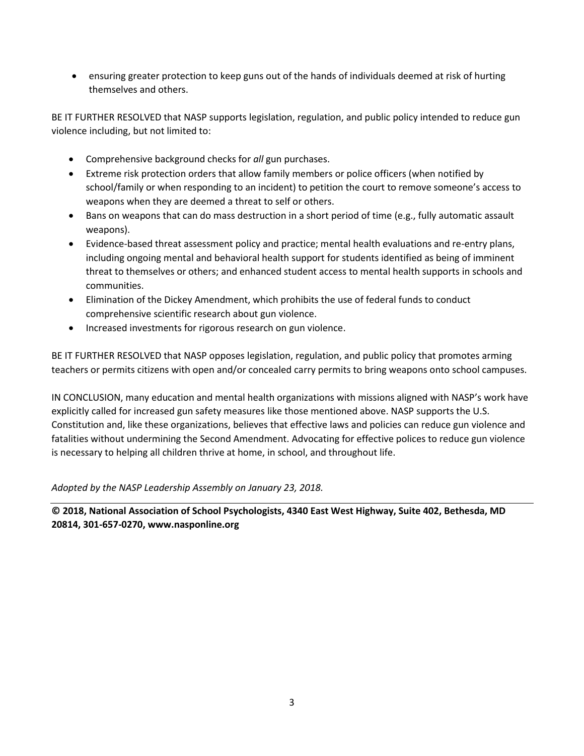- ensuring greater protection to keep guns out of the hands of individuals deemed at risk of hurting themselves and others.

BE IT FURTHER RESOLVED that NASP supports legislation, regulation, and public policy intended to reduce gun violence including, but not limited to:

- Comprehensive background checks for *all* gun purchases.
- Extreme risk protection orders that allow family members or police officers (when notified by school/family or when responding to an incident) to petition the court to remove someone's access to weapons when they are deemed a threat to self or others.
- Bans on weapons that can do mass destruction in a short period of time (e.g., fully automatic assault weapons).
- Evidence-based threat assessment policy and practice; mental health evaluations and re-entry plans, including ongoing mental and behavioral health support for students identified as being of imminent threat to themselves or others; and enhanced student access to mental health supports in schools and communities.
- Elimination of the Dickey Amendment, which prohibits the use of federal funds to conduct comprehensive scientific research about gun violence.
- Increased investments for rigorous research on gun violence.

BE IT FURTHER RESOLVED that NASP opposes legislation, regulation, and public policy that promotes arming teachers or permits citizens with open and/or concealed carry permits to bring weapons onto school campuses.

IN CONCLUSION, many education and mental health organizations with missions aligned with NASP's work have explicitly called for increased gun safety measures like those mentioned above. NASP supports the U.S. Constitution and, like these organizations, believes that effective laws and policies can reduce gun violence and fatalities without undermining the Second Amendment. Advocating for effective polices to reduce gun violence is necessary to helping all children thrive at home, in school, and throughout life.

*Adopted by the NASP Leadership Assembly on January 23, 2018.*

**© 2018, National Association of School Psychologists, 4340 East West Highway, Suite 402, Bethesda, MD 20814, 301-657-0270, www.nasponline.org**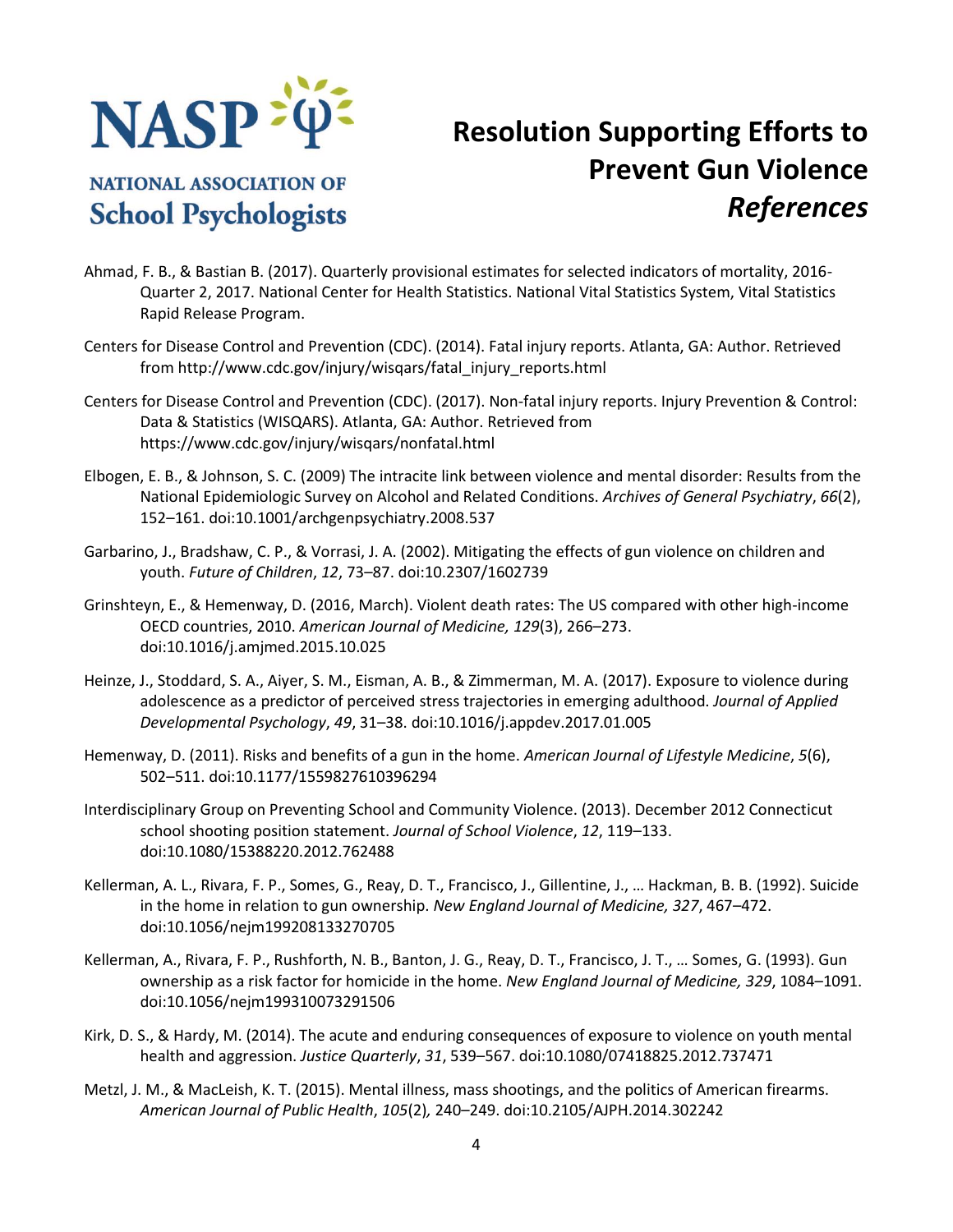# Resolution Supporting Efforts to Prevent Gun Violence *References*

Ahmad, F. B., & Bastian B. (2017). Quarterly provisional estimates for selected indicators of mortality, 2016-Quarter 2, 2017. National Center for Health Statistics. National Vital Statistics System, Vital Statistics Rapid Release Program.

Centers for Disease Control and Prevention (CDC). (2014). Fatal injury reports. Atlanta, GA: Author. Retrieved from http://www.cdc.gov/injury/wisqars/fatal_injury_reports.html

Centers for Disease Control and Prevention (CDC). (2017). Non-fatal injury reports. Injury Prevention & Control: Data & Statistics (WISQARS). Atlanta, GA: Author. Retrieved from https://www.cdc.gov/injury/wisqars/nonfatal.html

Elbogen, E. B., & Johnson, S. C. (2009) The intracite link between violence and mental disorder: Results from the National Epidemiologic Survey on Alcohol and Related Conditions. *Archives of General Psychiatry*, *66*(2), 152–161. doi:10.1001/archgenpsychiatry.2008.537

Garbarino, J., Bradshaw, C. P., & Vorrasi, J. A. (2002). Mitigating the effects of gun violence on children and youth. *Future of Children*, *12*, 73–87. doi:10.2307/1602739

Grinshteyn, E., & Hemenway, D. (2016, March). Violent death rates: The US compared with other high-income OECD countries, 2010. *American Journal of Medicine, 129*(3), 266–273. doi:10.1016/j.amjmed.2015.10.025

Heinze, J., Stoddard, S. A., Aiyer, S. M., Eisman, A. B., & Zimmerman, M. A. (2017). Exposure to violence during adolescence as a predictor of perceived stress trajectories in emerging adulthood. *Journal of Applied Developmental Psychology*, *49*, 31–38. doi:10.1016/j.appdev.2017.01.005

Hemenway, D. (2011). Risks and benefits of a gun in the home. *American Journal of Lifestyle Medicine*, *5*(6), 502–511. doi:10.1177/1559827610396294

Interdisciplinary Group on Preventing School and Community Violence. (2013). December 2012 Connecticut school shooting position statement. *Journal of School Violence*, *12*, 119–133. doi:10.1080/15388220.2012.762488

Kellerman, A. L., Rivara, F. P., Somes, G., Reay, D. T., Francisco, J., Gillentine, J., … Hackman, B. B. (1992). Suicide in the home in relation to gun ownership. *New England Journal of Medicine, 327*, 467–472. doi:10.1056/nejm199208133270705

Kellerman, A., Rivara, F. P., Rushforth, N. B., Banton, J. G., Reay, D. T., Francisco, J. T., … Somes, G. (1993). Gun ownership as a risk factor for homicide in the home. *New England Journal of Medicine, 329*, 1084–1091. doi:10.1056/nejm199310073291506

Kirk, D. S., & Hardy, M. (2014). The acute and enduring consequences of exposure to violence on youth mental health and aggression. *Justice Quarterly*, *31*, 539–567. doi:10.1080/07418825.2012.737471

Metzl, J. M., & MacLeish, K. T. (2015). Mental illness, mass shootings, and the politics of American firearms. *American Journal of Public Health*, *105*(2), 240–249. doi:10.2105/AJPH.2014.302242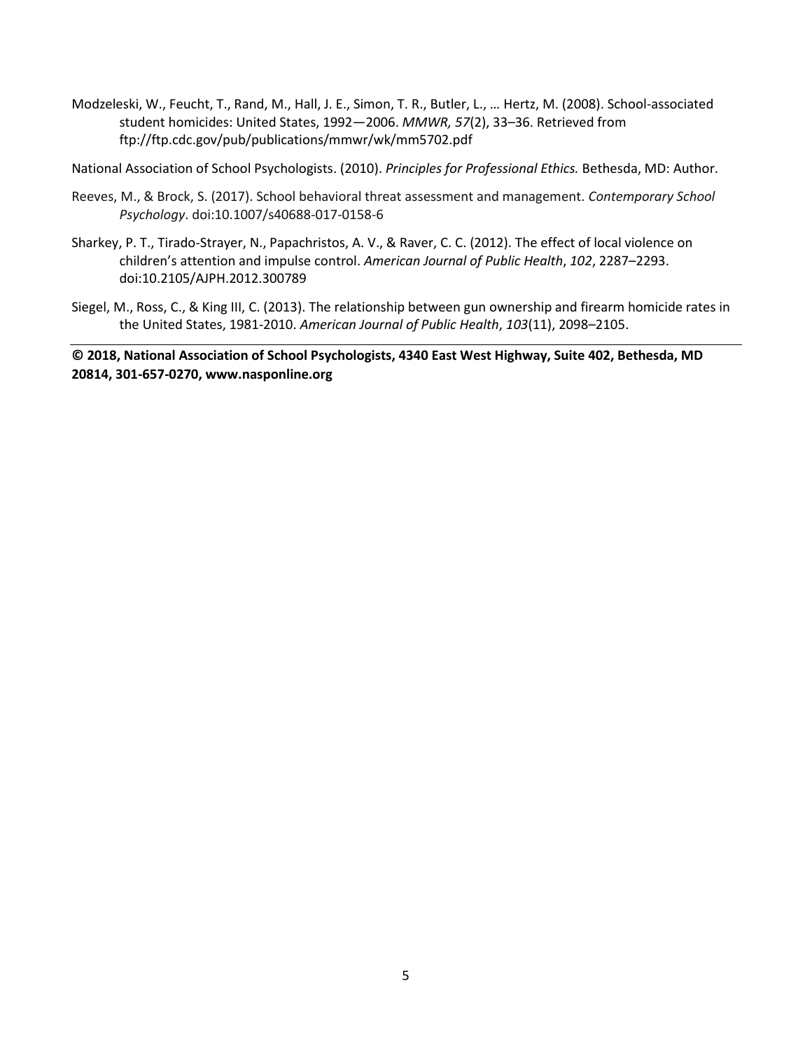Modzeleski, W., Feucht, T., Rand, M., Hall, J. E., Simon, T. R., Butler, L., … Hertz, M. (2008). School-associated student homicides: United States, 1992—2006. *MMWR, 57*(2), 33–36. Retrieved from ftp://ftp.cdc.gov/pub/publications/mmwr/wk/mm5702.pdf

National Association of School Psychologists. (2010). *Principles for Professional Ethics.* Bethesda, MD: Author.

Reeves, M., & Brock, S. (2017). School behavioral threat assessment and management. *Contemporary School Psychology*. doi:10.1007/s40688-017-0158-6

Sharkey, P. T., Tirado-Strayer, N., Papachristos, A. V., & Raver, C. C. (2012). The effect of local violence on children's attention and impulse control. *American Journal of Public Health*, *102*, 2287–2293. doi:10.2105/AJPH.2012.300789

Siegel, M., Ross, C., & King III, C. (2013). The relationship between gun ownership and firearm homicide rates in the United States, 1981-2010. *American Journal of Public Health*, *103*(11), 2098–2105.

---

**© 2018, National Association of School Psychologists, 4340 East West Highway, Suite 402, Bethesda, MD 20814, 301-657-0270, www.nasponline.org**